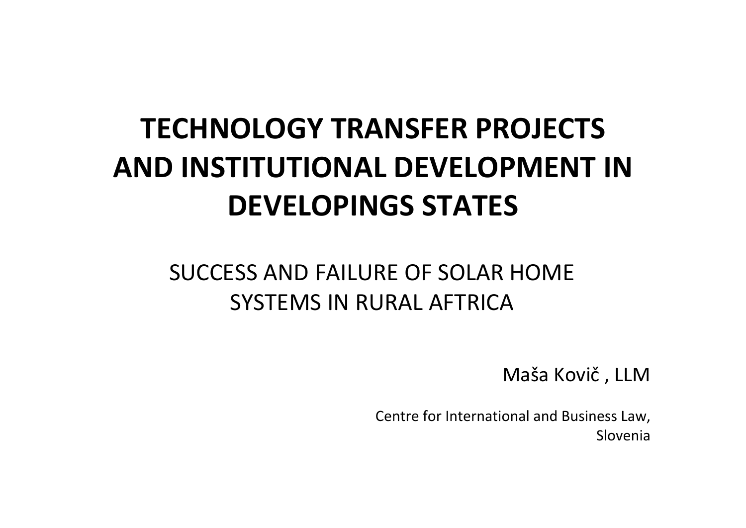# TECHNOLOGY TRANSFER PROJECTS AND INSTITUTIONAL DEVELOPMENT IN DEVELOPINGS STATES

## SUCCESS AND FAILURE OF SOLAR HOME SYSTEMS IN RURAL AFTRICA

Maša Kovič , LLM

Centre for International and Business Law,
Slovenia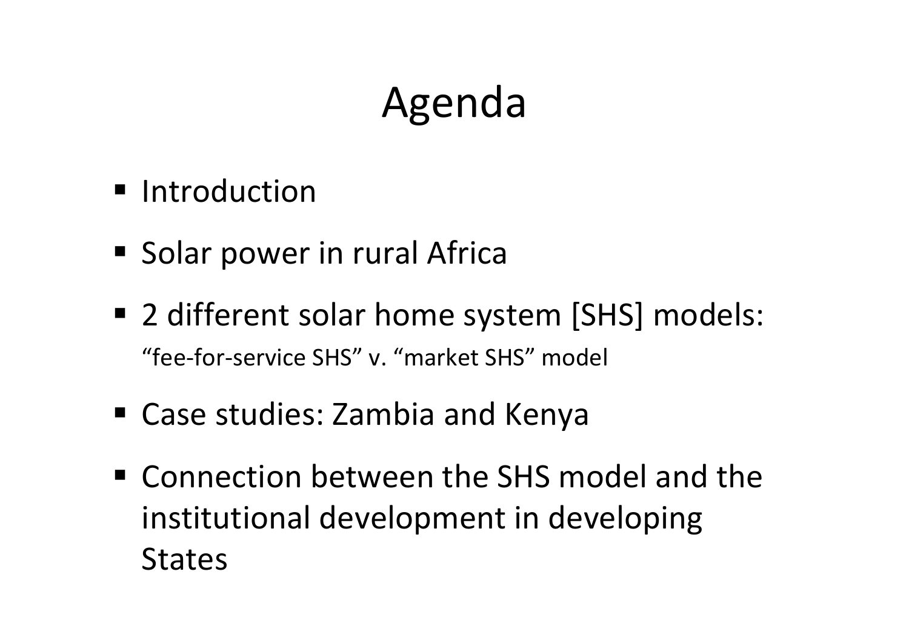# Agenda

- Introduction
- Solar power in rural Africa
- 2 different solar home system [SHS] models:
  "fee-for-service SHS" v. "market SHS" model
- Case studies: Zambia and Kenya
- Connection between the SHS model and the institutional development in developing States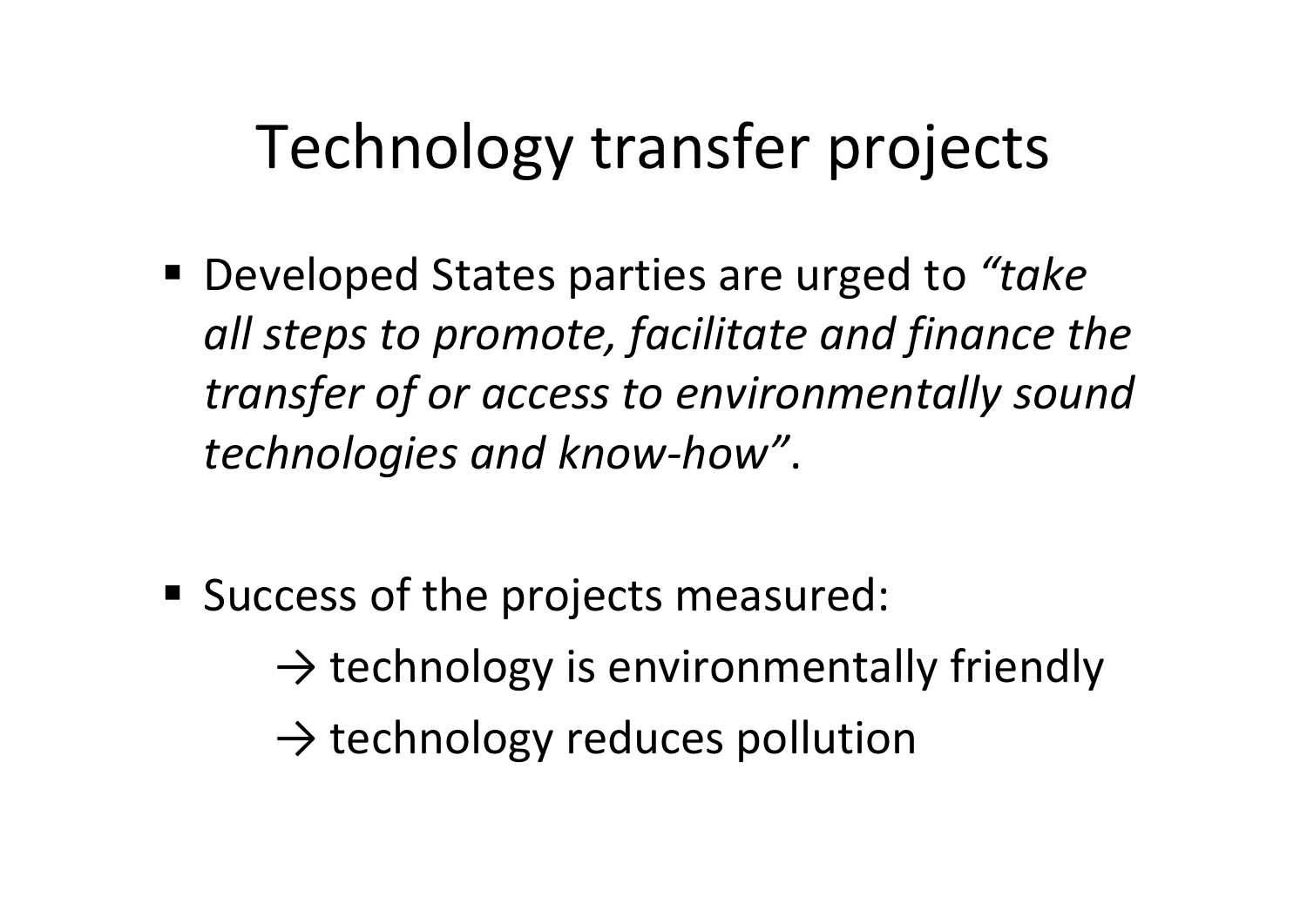# Technology transfer projects

- Developed States parties are urged to *"take all steps to promote, facilitate and finance the transfer of or access to environmentally sound technologies and know-how"*.

- Success of the projects measured:
  - → technology is environmentally friendly
  - → technology reduces pollution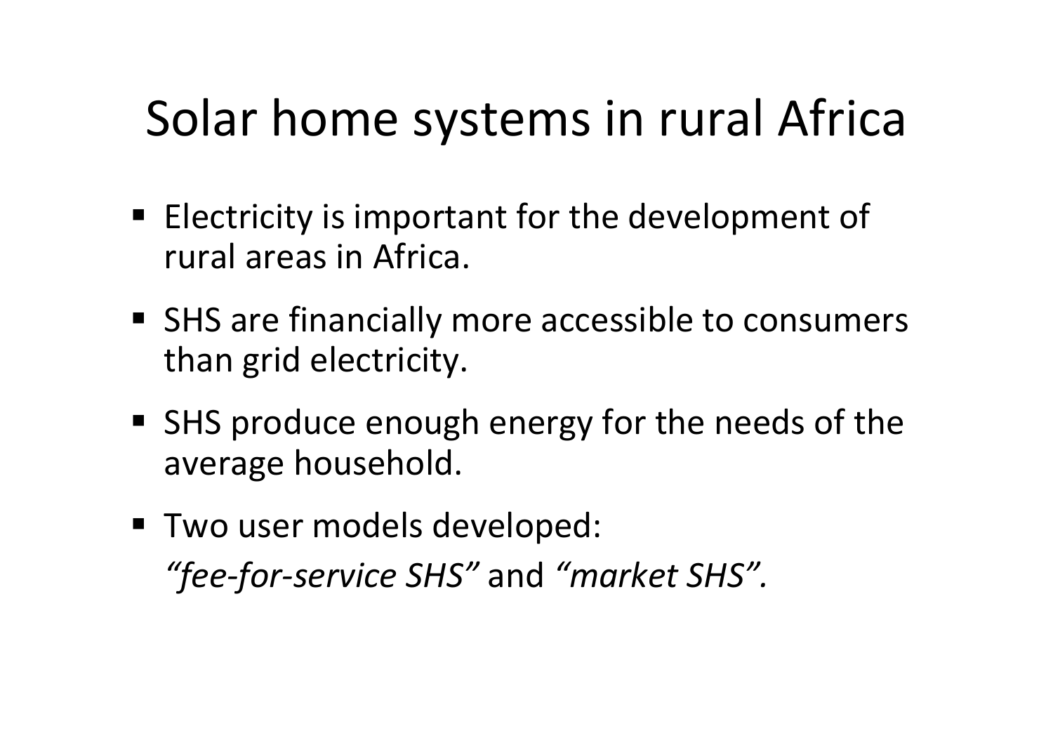# Solar home systems in rural Africa

- Electricity is important for the development of rural areas in Africa.
- SHS are financially more accessible to consumers than grid electricity.
- SHS produce enough energy for the needs of the average household.
- Two user models developed:
  *“fee-for-service SHS”* and *“market SHS”.*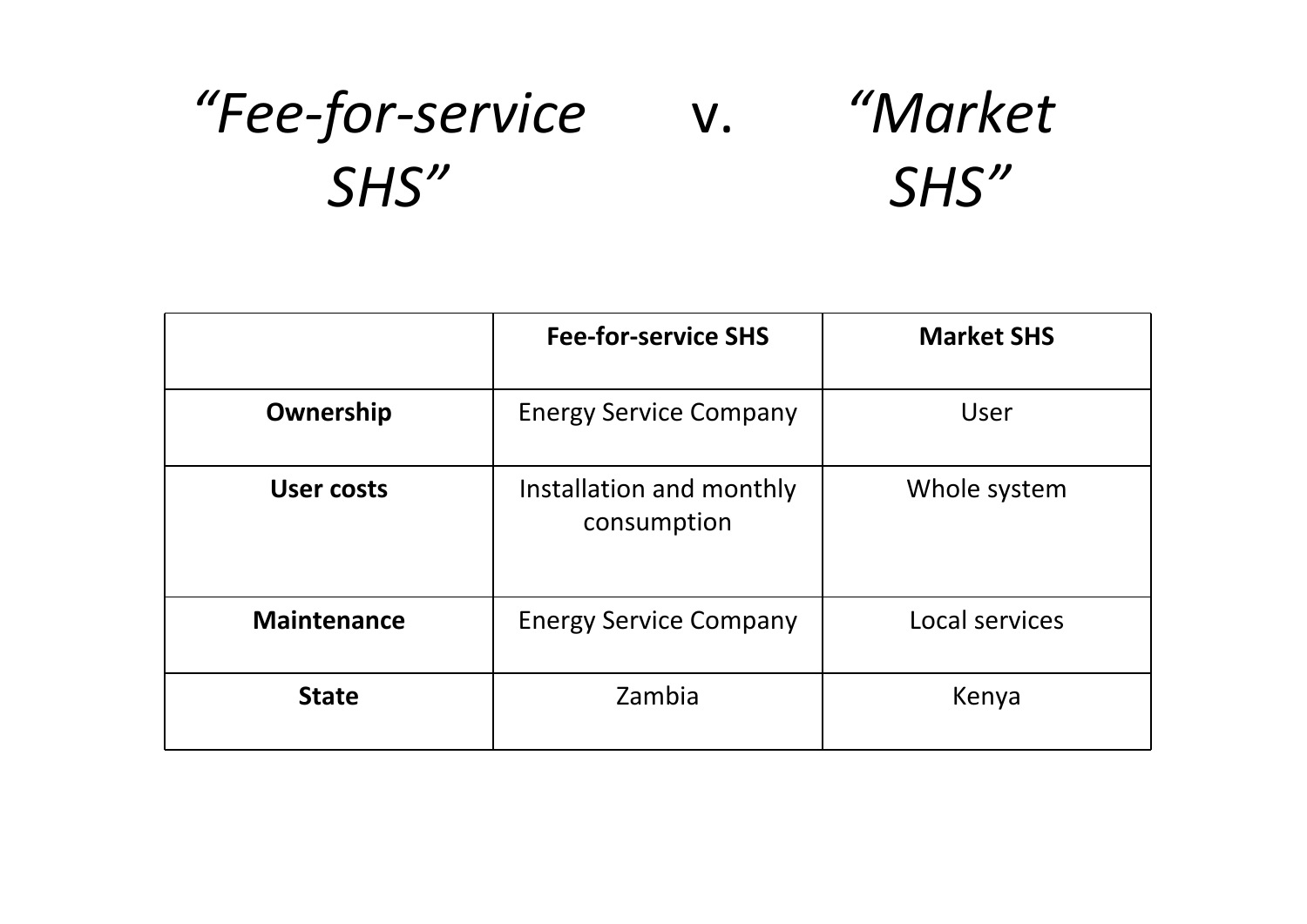# *“Fee-for-service SHS”* v. *“Market SHS”*

| | **Fee-for-service SHS** | **Market SHS** |
|---|---|---|
| **Ownership** | Energy Service Company | User |
| **User costs** | Installation and monthly consumption | Whole system |
| **Maintenance** | Energy Service Company | Local services |
| **State** | Zambia | Kenya |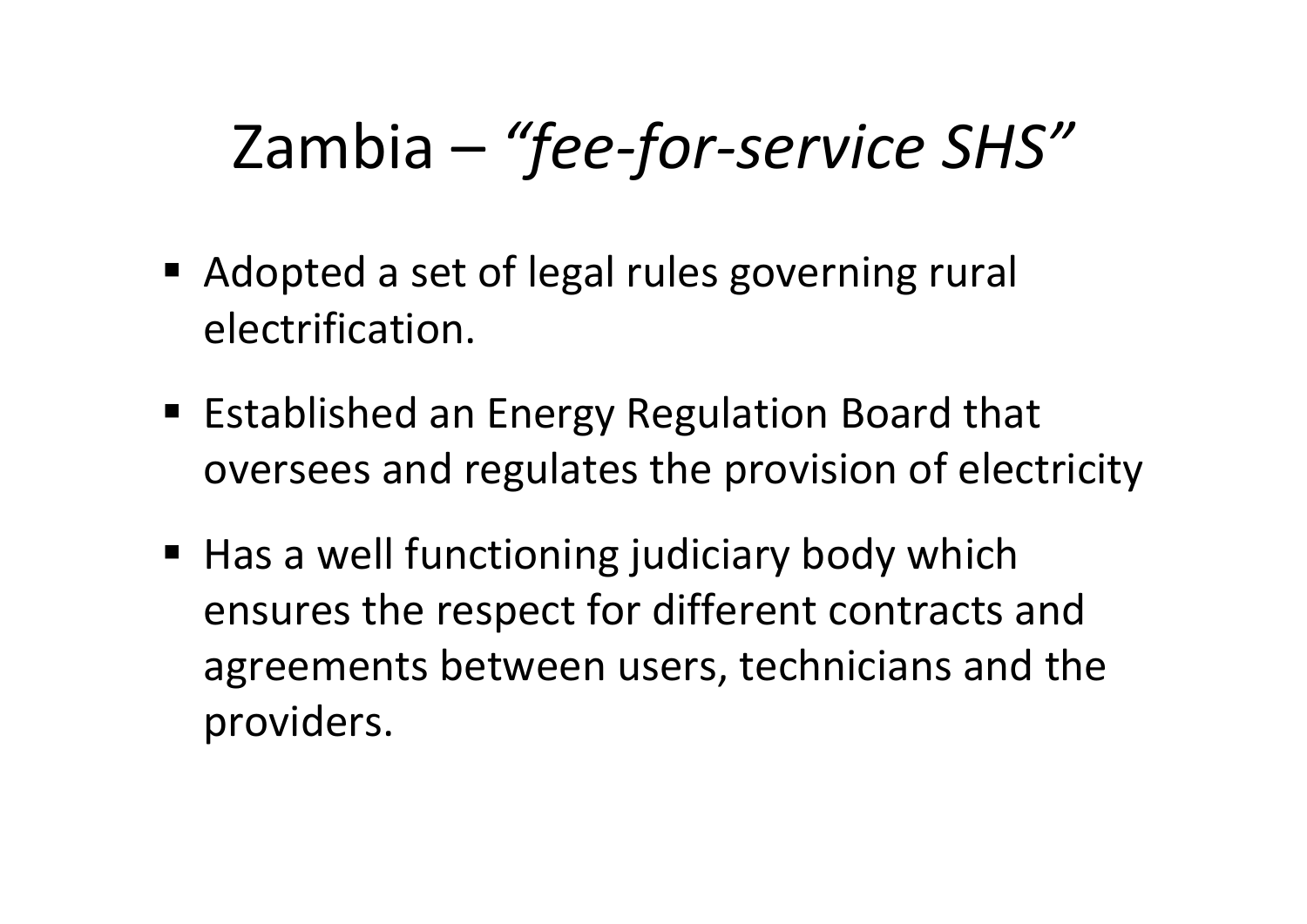# Zambia – *"fee-for-service SHS"*

- Adopted a set of legal rules governing rural electrification.
- Established an Energy Regulation Board that oversees and regulates the provision of electricity
- Has a well functioning judiciary body which ensures the respect for different contracts and agreements between users, technicians and the providers.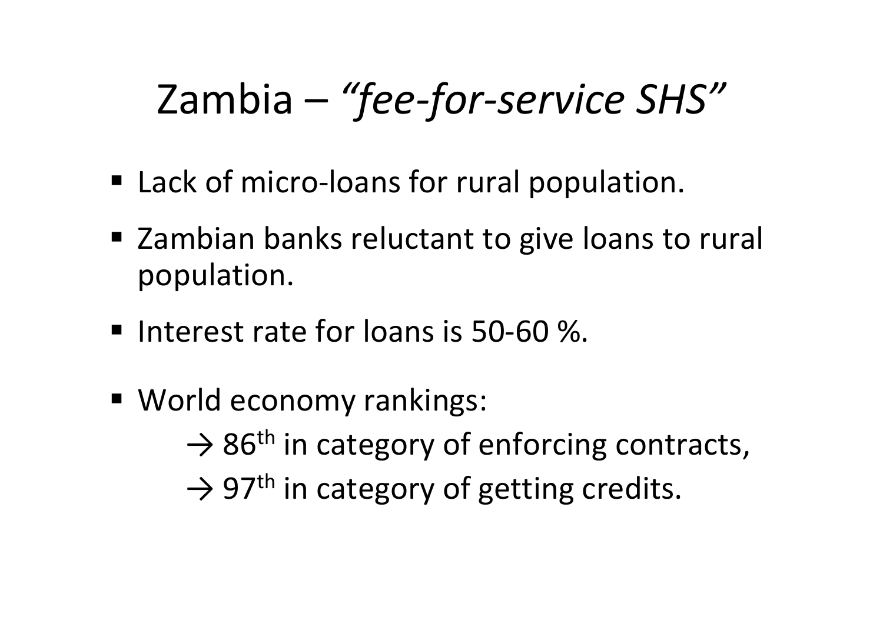# Zambia – *"fee-for-service SHS"*

- Lack of micro-loans for rural population.
- Zambian banks reluctant to give loans to rural population.
- Interest rate for loans is 50-60 %.
- World economy rankings:
  - → 86th in category of enforcing contracts,
  - → 97th in category of getting credits.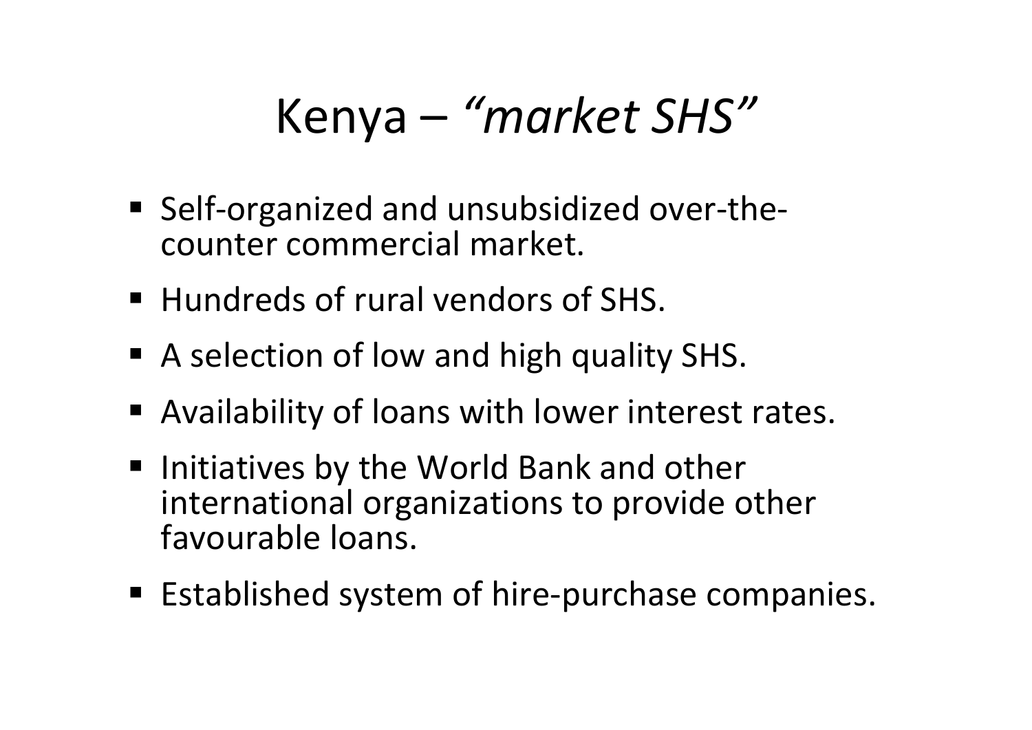# Kenya – *"market SHS"*

- Self-organized and unsubsidized over-the-counter commercial market.
- Hundreds of rural vendors of SHS.
- A selection of low and high quality SHS.
- Availability of loans with lower interest rates.
- Initiatives by the World Bank and other international organizations to provide other favourable loans.
- Established system of hire-purchase companies.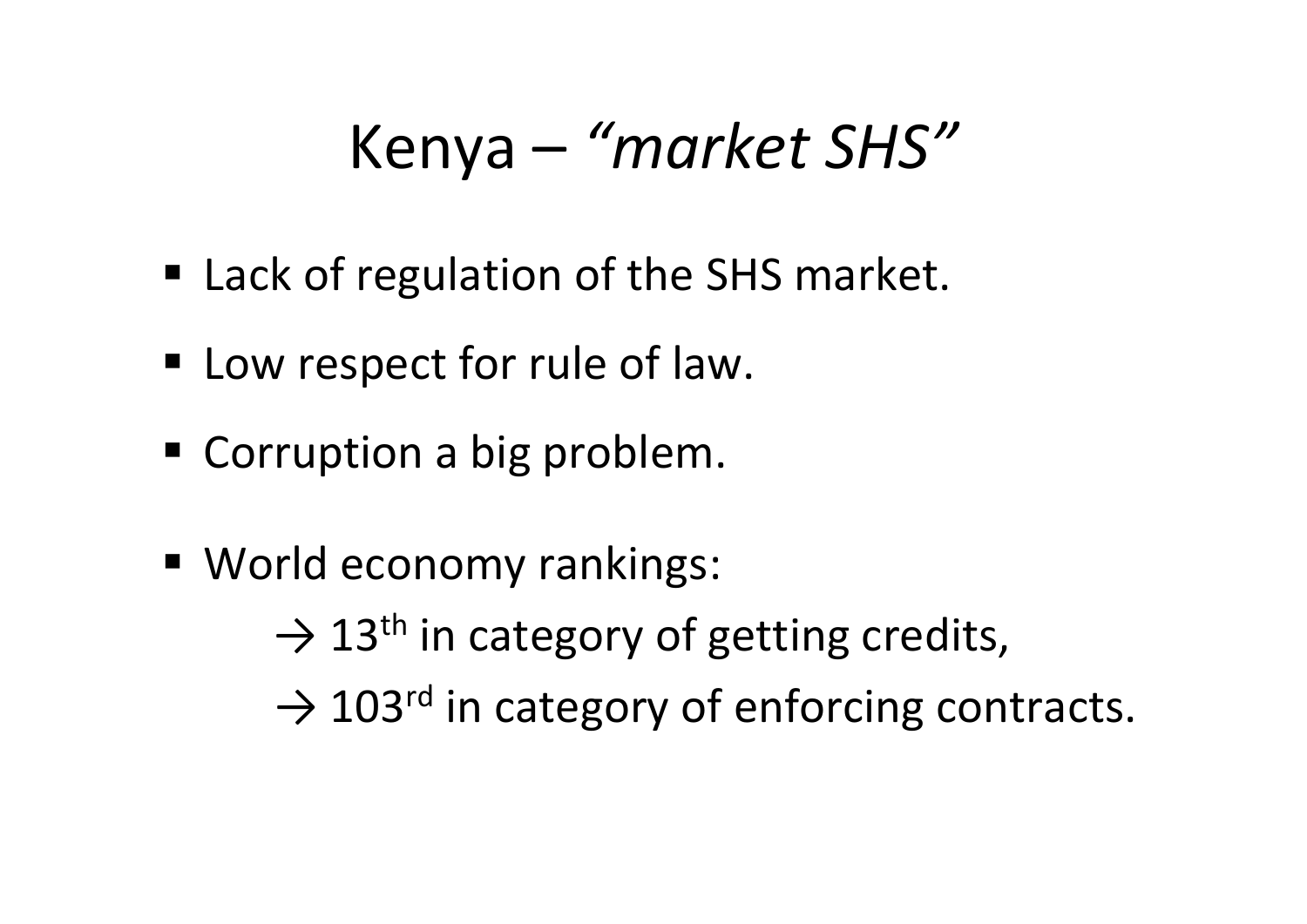# Kenya – *"market SHS"*

- Lack of regulation of the SHS market.
- Low respect for rule of law.
- Corruption a big problem.
- World economy rankings:
  - → 13th in category of getting credits,
  - → 103rd in category of enforcing contracts.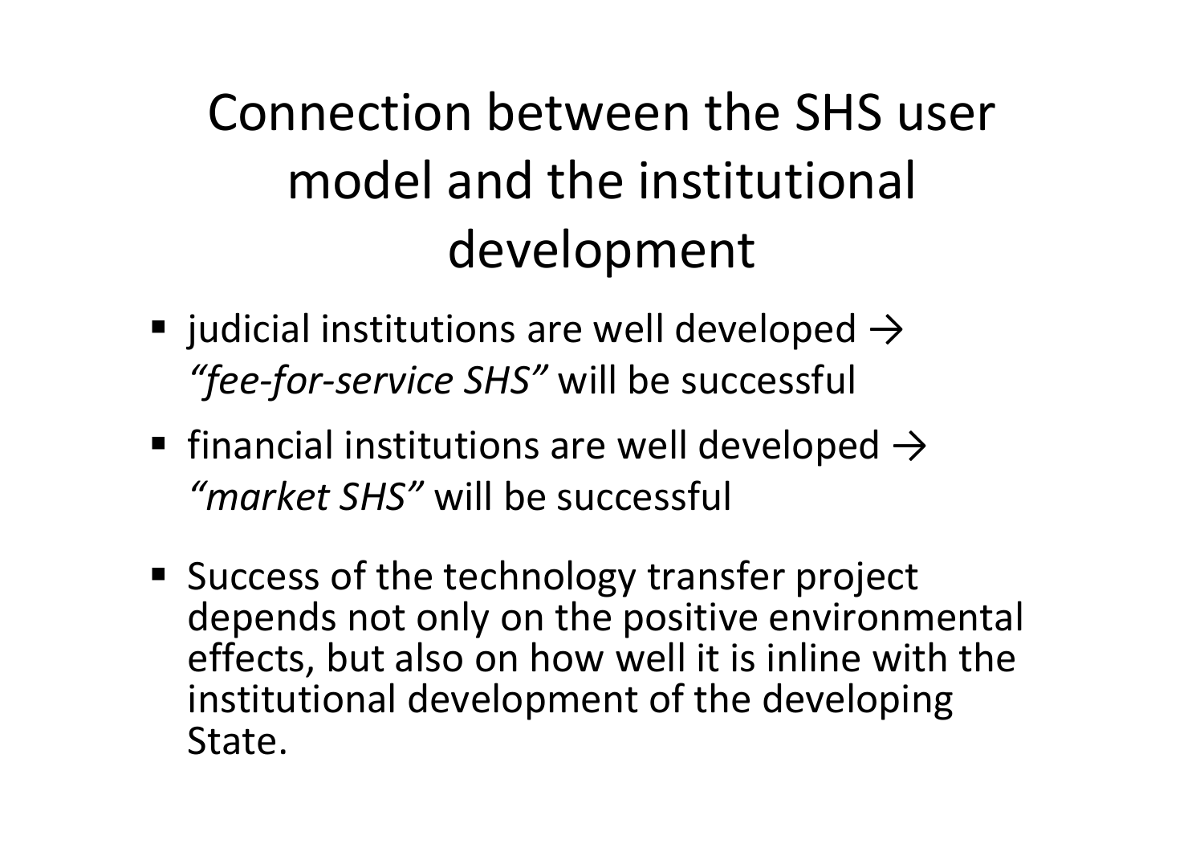# Connection between the SHS user model and the institutional development

- judicial institutions are well developed → *"fee-for-service SHS"* will be successful
- financial institutions are well developed → *"market SHS"* will be successful
- Success of the technology transfer project depends not only on the positive environmental effects, but also on how well it is inline with the institutional development of the developing State.